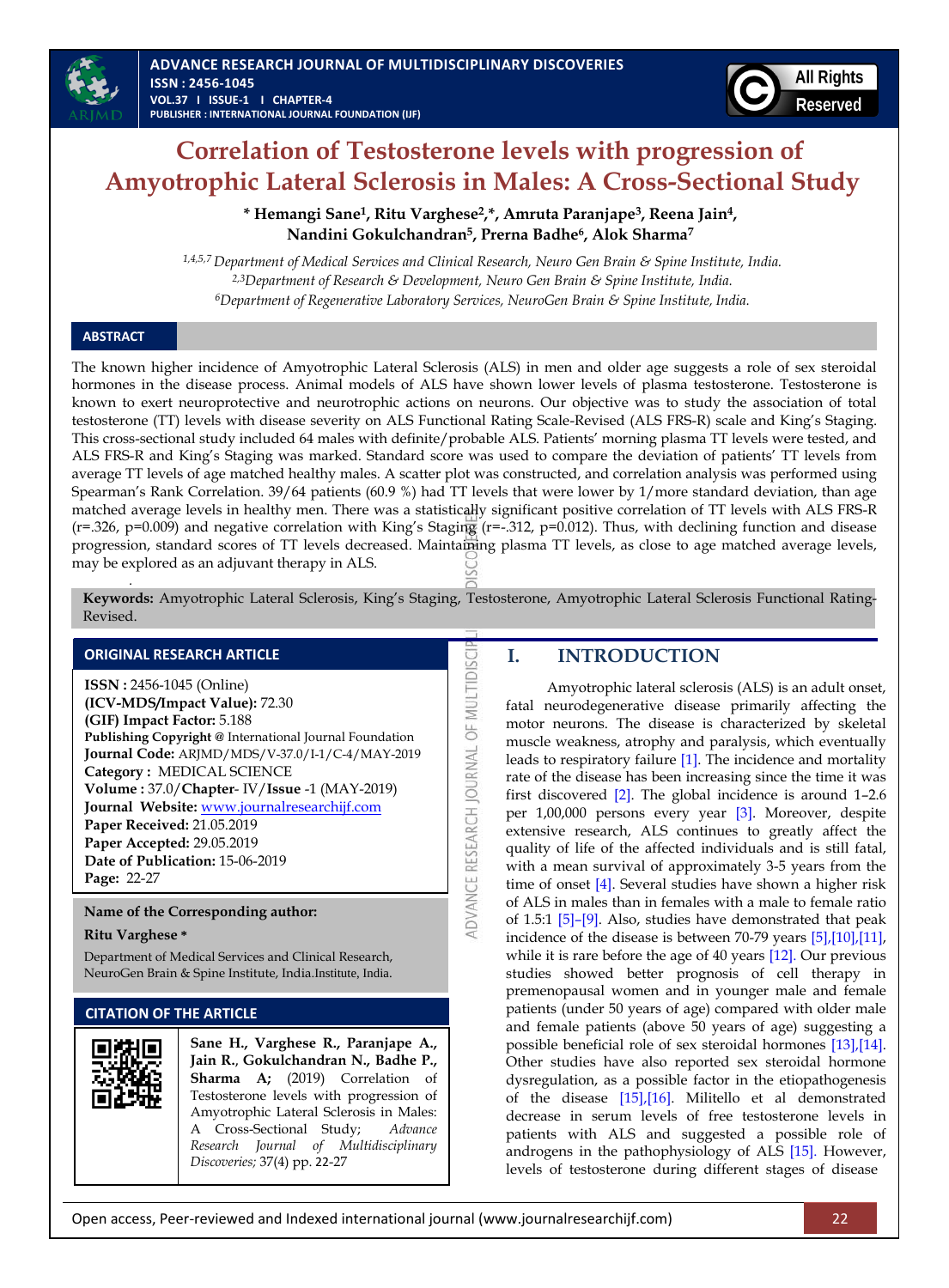# Correlation of Testosterone levels with progression of Amyotrophic Lateral Sclerosis in Males: A Cross-Sectional Study

**\* Hemangi Sane[1], Ritu Varghese[2,]\*, Amruta Paranjape[3], Reena Jain[4], Nandini Gokulchandran[5], Prerna Badhe[6], Alok Sharma[7]**

*[1,4,5,7] Department of Medical Services and Clinical Research, Neuro Gen Brain & Spine Institute, India.*
*[2,3]Department of Research & Development, Neuro Gen Brain & Spine Institute, India.*
*[6]Department of Regenerative Laboratory Services, NeuroGen Brain & Spine Institute, India.*

## ABSTRACT

The known higher incidence of Amyotrophic Lateral Sclerosis (ALS) in men and older age suggests a role of sex steroidal hormones in the disease process. Animal models of ALS have shown lower levels of plasma testosterone. Testosterone is known to exert neuroprotective and neurotrophic actions on neurons. Our objective was to study the association of total testosterone (TT) levels with disease severity on ALS Functional Rating Scale-Revised (ALS FRS-R) scale and King's Staging. This cross-sectional study included 64 males with definite/probable ALS. Patients' morning plasma TT levels were tested, and ALS FRS-R and King's Staging was marked. Standard score was used to compare the deviation of patients' TT levels from average TT levels of age matched healthy males. A scatter plot was constructed, and correlation analysis was performed using Spearman's Rank Correlation. 39/64 patients (60.9 %) had TT levels that were lower by 1/more standard deviation, than age matched average levels in healthy men. There was a statistically significant positive correlation of TT levels with ALS FRS-R ($r=.326$, $p=0.009$) and negative correlation with King's Staging ($r=-.312$, $p=0.012$). Thus, with declining function and disease progression, standard scores of TT levels decreased. Maintaining plasma TT levels, as close to age matched average levels, may be explored as an adjuvant therapy in ALS.

**Keywords:** Amyotrophic Lateral Sclerosis, King's Staging, Testosterone, Amyotrophic Lateral Sclerosis Functional Rating-Revised.

## ORIGINAL RESEARCH ARTICLE

**ISSN :** 2456-1045 (Online)
**(ICV-MDS/Impact Value):** 72.30
**(GIF) Impact Factor:** 5.188
**Publishing Copyright @** International Journal Foundation
**Journal Code:** ARJMD/MDS/V-37.0/I-1/C-4/MAY-2019
**Category :** MEDICAL SCIENCE
**Volume :** 37.0/**Chapter**- IV/**Issue** -1 (MAY-2019)
**Journal Website:** www.journalresearchijf.com
**Paper Received:** 21.05.2019
**Paper Accepted:** 29.05.2019
**Date of Publication:** 15-06-2019
**Page:** 22-27

**Name of the Corresponding author:**

**Ritu Varghese \***

Department of Medical Services and Clinical Research, NeuroGen Brain & Spine Institute, India.Institute, India.

## CITATION OF THE ARTICLE

**Sane H., Varghese R., Paranjape A., Jain R., Gokulchandran N., Badhe P., Sharma A;** (2019) Correlation of Testosterone levels with progression of Amyotrophic Lateral Sclerosis in Males: A Cross-Sectional Study; *Advance Research Journal of Multidisciplinary Discoveries;* 37(4) pp. 22-27

## I. INTRODUCTION

Amyotrophic lateral sclerosis (ALS) is an adult onset, fatal neurodegenerative disease primarily affecting the motor neurons. The disease is characterized by skeletal muscle weakness, atrophy and paralysis, which eventually leads to respiratory failure [1]. The incidence and mortality rate of the disease has been increasing since the time it was first discovered [2]. The global incidence is around 1–2.6 per 1,00,000 persons every year [3]. Moreover, despite extensive research, ALS continues to greatly affect the quality of life of the affected individuals and is still fatal, with a mean survival of approximately 3-5 years from the time of onset [4]. Several studies have shown a higher risk of ALS in males than in females with a male to female ratio of 1.5:1 [5]–[9]. Also, studies have demonstrated that peak incidence of the disease is between 70-79 years [5],[10],[11], while it is rare before the age of 40 years [12]. Our previous studies showed better prognosis of cell therapy in premenopausal women and in younger male and female patients (under 50 years of age) compared with older male and female patients (above 50 years of age) suggesting a possible beneficial role of sex steroidal hormones [13],[14]. Other studies have also reported sex steroidal hormone dysregulation, as a possible factor in the etiopathogenesis of the disease [15],[16]. Militello et al demonstrated decrease in serum levels of free testosterone levels in patients with ALS and suggested a possible role of androgens in the pathophysiology of ALS [15]. However, levels of testosterone during different stages of disease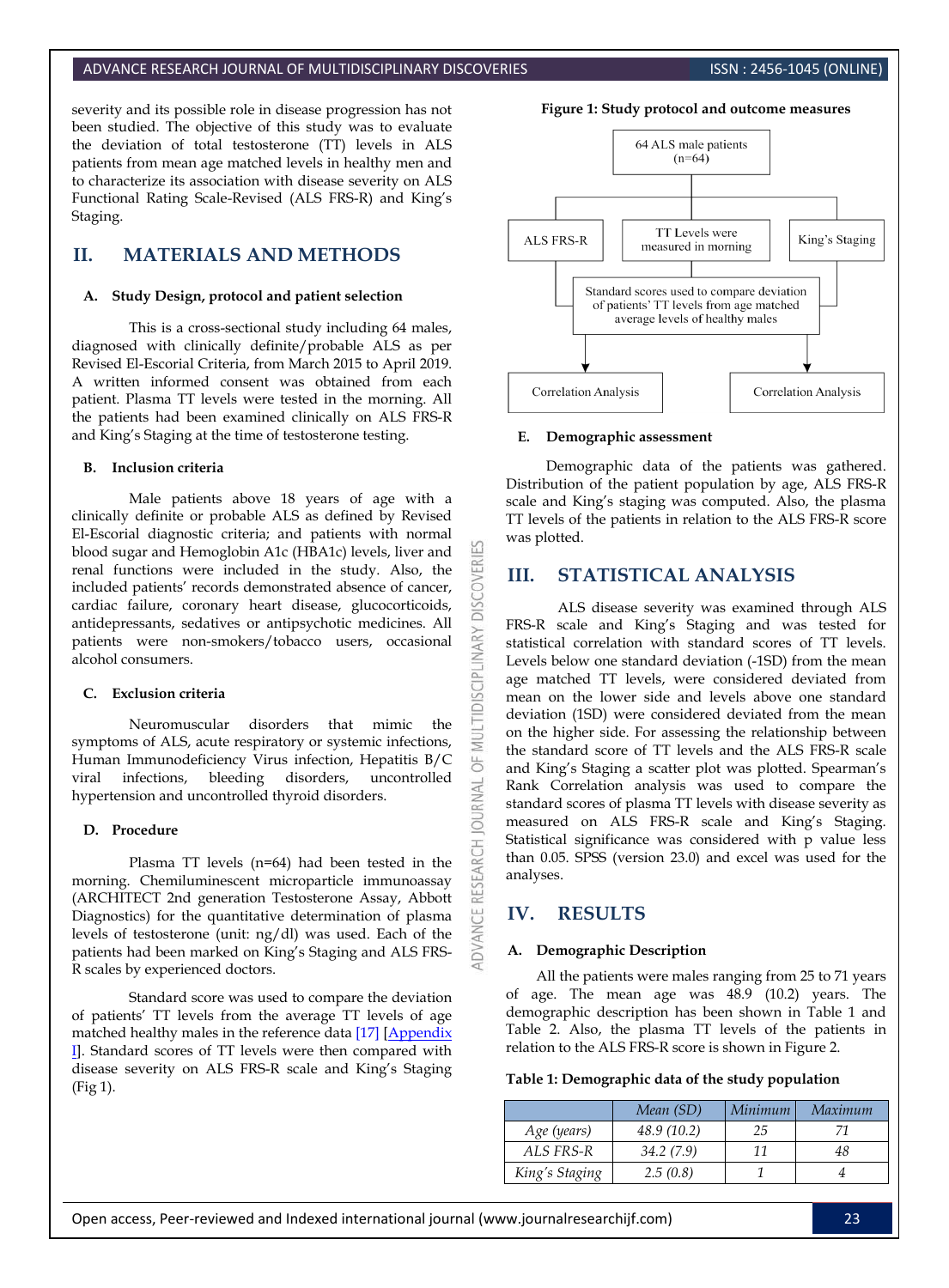severity and its possible role in disease progression has not been studied. The objective of this study was to evaluate the deviation of total testosterone (TT) levels in ALS patients from mean age matched levels in healthy men and to characterize its association with disease severity on ALS Functional Rating Scale-Revised (ALS FRS-R) and King's Staging.

## II. MATERIALS AND METHODS

### A. Study Design, protocol and patient selection

This is a cross-sectional study including 64 males, diagnosed with clinically definite/probable ALS as per Revised El-Escorial Criteria, from March 2015 to April 2019. A written informed consent was obtained from each patient. Plasma TT levels were tested in the morning. All the patients had been examined clinically on ALS FRS-R and King's Staging at the time of testosterone testing.

### B. Inclusion criteria

Male patients above 18 years of age with a clinically definite or probable ALS as defined by Revised El-Escorial diagnostic criteria; and patients with normal blood sugar and Hemoglobin A1c (HBA1c) levels, liver and renal functions were included in the study. Also, the included patients' records demonstrated absence of cancer, cardiac failure, coronary heart disease, glucocorticoids, antidepressants, sedatives or antipsychotic medicines. All patients were non-smokers/tobacco users, occasional alcohol consumers.

### C. Exclusion criteria

Neuromuscular disorders that mimic the symptoms of ALS, acute respiratory or systemic infections, Human Immunodeficiency Virus infection, Hepatitis B/C viral infections, bleeding disorders, uncontrolled hypertension and uncontrolled thyroid disorders.

### D. Procedure

Plasma TT levels (n=64) had been tested in the morning. Chemiluminescent microparticle immunoassay (ARCHITECT 2nd generation Testosterone Assay, Abbott Diagnostics) for the quantitative determination of plasma levels of testosterone (unit: ng/dl) was used. Each of the patients had been marked on King's Staging and ALS FRS-R scales by experienced doctors.

Standard score was used to compare the deviation of patients' TT levels from the average TT levels of age matched healthy males in the reference data [17] [Appendix I]. Standard scores of TT levels were then compared with disease severity on ALS FRS-R scale and King's Staging (Fig 1).

**Figure 1: Study protocol and outcome measures**

64 ALS male patients (n=64) → ALS FRS-R | TT Levels were measured in morning | King's Staging → Standard scores used to compare deviation of patients' TT levels from age matched average levels of healthy males → Correlation Analysis | Correlation Analysis

### E. Demographic assessment

Demographic data of the patients was gathered. Distribution of the patient population by age, ALS FRS-R scale and King's staging was computed. Also, the plasma TT levels of the patients in relation to the ALS FRS-R score was plotted.

## III. STATISTICAL ANALYSIS

ALS disease severity was examined through ALS FRS-R scale and King's Staging and was tested for statistical correlation with standard scores of TT levels. Levels below one standard deviation (-1SD) from the mean age matched TT levels, were considered deviated from mean on the lower side and levels above one standard deviation (1SD) were considered deviated from the mean on the higher side. For assessing the relationship between the standard score of TT levels and the ALS FRS-R scale and King's Staging a scatter plot was plotted. Spearman's Rank Correlation analysis was used to compare the standard scores of plasma TT levels with disease severity as measured on ALS FRS-R scale and King's Staging. Statistical significance was considered with p value less than 0.05. SPSS (version 23.0) and excel was used for the analyses.

## IV. RESULTS

### A. Demographic Description

All the patients were males ranging from 25 to 71 years of age. The mean age was 48.9 (10.2) years. The demographic description has been shown in Table 1 and Table 2. Also, the plasma TT levels of the patients in relation to the ALS FRS-R score is shown in Figure 2.

**Table 1: Demographic data of the study population**

| | *Mean (SD)* | *Minimum* | *Maximum* |
|---|---|---|---|
| *Age (years)* | *48.9 (10.2)* | *25* | *71* |
| *ALS FRS-R* | *34.2 (7.9)* | *11* | *48* |
| *King's Staging* | *2.5 (0.8)* | *1* | *4* |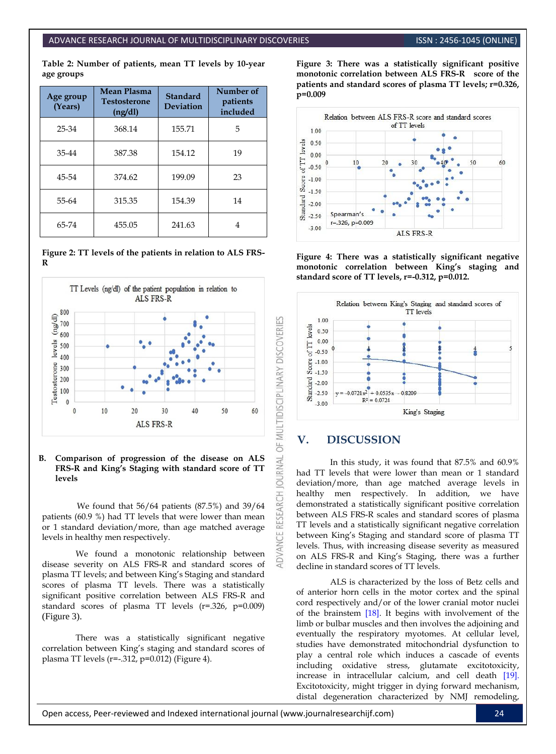**Table 2: Number of patients, mean TT levels by 10-year age groups**

| Age group (Years) | Mean Plasma Testosterone (ng/dl) | Standard Deviation | Number of patients included |
|---|---|---|---|
| 25-34 | 368.14 | 155.71 | 5 |
| 35-44 | 387.38 | 154.12 | 19 |
| 45-54 | 374.62 | 199.09 | 23 |
| 55-64 | 315.35 | 154.39 | 14 |
| 65-74 | 455.05 | 241.63 | 4 |

**Figure 2: TT levels of the patients in relation to ALS FRS-R**

**B. Comparison of progression of the disease on ALS FRS-R and King's Staging with standard score of TT levels**

We found that 56/64 patients (87.5%) and 39/64 patients (60.9 %) had TT levels that were lower than mean or 1 standard deviation/more, than age matched average levels in healthy men respectively.

We found a monotonic relationship between disease severity on ALS FRS-R and standard scores of plasma TT levels; and between King's Staging and standard scores of plasma TT levels. There was a statistically significant positive correlation between ALS FRS-R and standard scores of plasma TT levels ($r=.326$, $p=0.009$) (Figure 3).

There was a statistically significant negative correlation between King's staging and standard scores of plasma TT levels ($r=-.312$, $p=0.012$) (Figure 4).

**Figure 3: There was a statistically significant positive monotonic correlation between ALS FRS-R score of the patients and standard scores of plasma TT levels; r=0.326, p=0.009**

**Figure 4: There was a statistically significant negative monotonic correlation between King's staging and standard score of TT levels, r=-0.312, p=0.012.**

## V. DISCUSSION

In this study, it was found that 87.5% and 60.9% had TT levels that were lower than mean or 1 standard deviation/more, than age matched average levels in healthy men respectively. In addition, we have demonstrated a statistically significant positive correlation between ALS FRS-R scales and standard scores of plasma TT levels and a statistically significant negative correlation between King's Staging and standard score of plasma TT levels. Thus, with increasing disease severity as measured on ALS FRS-R and King's Staging, there was a further decline in standard scores of TT levels.

ALS is characterized by the loss of Betz cells and of anterior horn cells in the motor cortex and the spinal cord respectively and/or of the lower cranial motor nuclei of the brainstem [18]. It begins with involvement of the limb or bulbar muscles and then involves the adjoining and eventually the respiratory myotomes. At cellular level, studies have demonstrated mitochondrial dysfunction to play a central role which induces a cascade of events including oxidative stress, glutamate excitotoxicity, increase in intracellular calcium, and cell death [19]. Excitotoxicity, might trigger in dying forward mechanism, distal degeneration characterized by NMJ remodeling,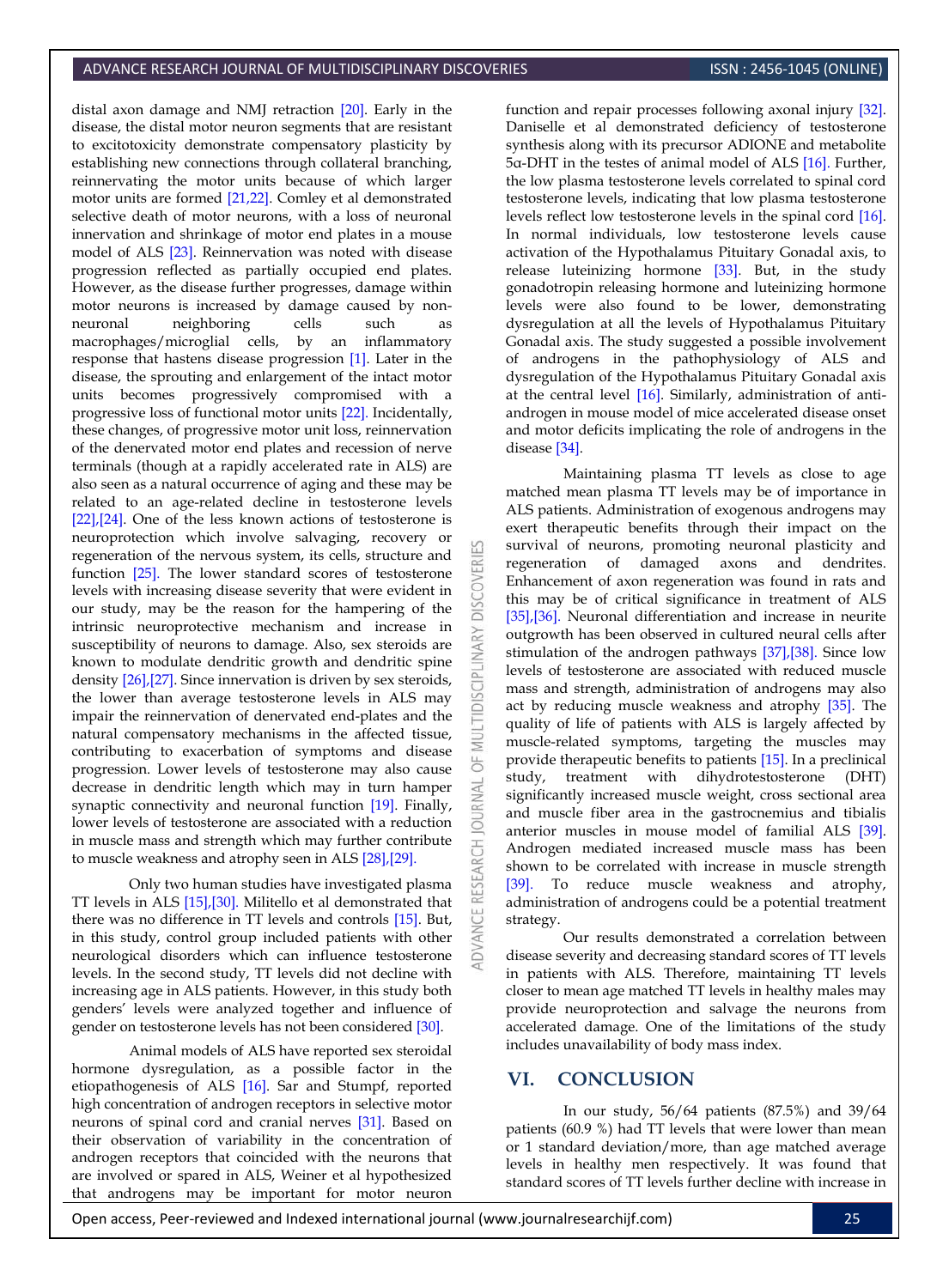distal axon damage and NMJ retraction [20]. Early in the disease, the distal motor neuron segments that are resistant to excitotoxicity demonstrate compensatory plasticity by establishing new connections through collateral branching, reinnervating the motor units because of which larger motor units are formed [21,22]. Comley et al demonstrated selective death of motor neurons, with a loss of neuronal innervation and shrinkage of motor end plates in a mouse model of ALS [23]. Reinnervation was noted with disease progression reflected as partially occupied end plates. However, as the disease further progresses, damage within motor neurons is increased by damage caused by non-neuronal neighboring cells such as macrophages/microglial cells, by an inflammatory response that hastens disease progression [1]. Later in the disease, the sprouting and enlargement of the intact motor units becomes progressively compromised with a progressive loss of functional motor units [22]. Incidentally, these changes, of progressive motor unit loss, reinnervation of the denervated motor end plates and recession of nerve terminals (though at a rapidly accelerated rate in ALS) are also seen as a natural occurrence of aging and these may be related to an age-related decline in testosterone levels [22],[24]. One of the less known actions of testosterone is neuroprotection which involve salvaging, recovery or regeneration of the nervous system, its cells, structure and function [25]. The lower standard scores of testosterone levels with increasing disease severity that were evident in our study, may be the reason for the hampering of the intrinsic neuroprotective mechanism and increase in susceptibility of neurons to damage. Also, sex steroids are known to modulate dendritic growth and dendritic spine density [26],[27]. Since innervation is driven by sex steroids, the lower than average testosterone levels in ALS may impair the reinnervation of denervated end-plates and the natural compensatory mechanisms in the affected tissue, contributing to exacerbation of symptoms and disease progression. Lower levels of testosterone may also cause decrease in dendritic length which may in turn hamper synaptic connectivity and neuronal function [19]. Finally, lower levels of testosterone are associated with a reduction in muscle mass and strength which may further contribute to muscle weakness and atrophy seen in ALS [28],[29].

Only two human studies have investigated plasma TT levels in ALS [15],[30]. Militello et al demonstrated that there was no difference in TT levels and controls [15]. But, in this study, control group included patients with other neurological disorders which can influence testosterone levels. In the second study, TT levels did not decline with increasing age in ALS patients. However, in this study both genders' levels were analyzed together and influence of gender on testosterone levels has not been considered [30].

Animal models of ALS have reported sex steroidal hormone dysregulation, as a possible factor in the etiopathogenesis of ALS [16]. Sar and Stumpf, reported high concentration of androgen receptors in selective motor neurons of spinal cord and cranial nerves [31]. Based on their observation of variability in the concentration of androgen receptors that coincided with the neurons that are involved or spared in ALS, Weiner et al hypothesized that androgens may be important for motor neuron function and repair processes following axonal injury [32]. Daniselle et al demonstrated deficiency of testosterone synthesis along with its precursor ADIONE and metabolite 5α-DHT in the testes of animal model of ALS [16]. Further, the low plasma testosterone levels correlated to spinal cord testosterone levels, indicating that low plasma testosterone levels reflect low testosterone levels in the spinal cord [16]. In normal individuals, low testosterone levels cause activation of the Hypothalamus Pituitary Gonadal axis, to release luteinizing hormone [33]. But, in the study gonadotropin releasing hormone and luteinizing hormone levels were also found to be lower, demonstrating dysregulation at all the levels of Hypothalamus Pituitary Gonadal axis. The study suggested a possible involvement of androgens in the pathophysiology of ALS and dysregulation of the Hypothalamus Pituitary Gonadal axis at the central level [16]. Similarly, administration of anti-androgen in mouse model of mice accelerated disease onset and motor deficits implicating the role of androgens in the disease [34].

Maintaining plasma TT levels as close to age matched mean plasma TT levels may be of importance in ALS patients. Administration of exogenous androgens may exert therapeutic benefits through their impact on the survival of neurons, promoting neuronal plasticity and regeneration of damaged axons and dendrites. Enhancement of axon regeneration was found in rats and this may be of critical significance in treatment of ALS [35],[36]. Neuronal differentiation and increase in neurite outgrowth has been observed in cultured neural cells after stimulation of the androgen pathways [37],[38]. Since low levels of testosterone are associated with reduced muscle mass and strength, administration of androgens may also act by reducing muscle weakness and atrophy [35]. The quality of life of patients with ALS is largely affected by muscle-related symptoms, targeting the muscles may provide therapeutic benefits to patients [15]. In a preclinical study, treatment with dihydrotestosterone (DHT) significantly increased muscle weight, cross sectional area and muscle fiber area in the gastrocnemius and tibialis anterior muscles in mouse model of familial ALS [39]. Androgen mediated increased muscle mass has been shown to be correlated with increase in muscle strength [39]. To reduce muscle weakness and atrophy, administration of androgens could be a potential treatment strategy.

Our results demonstrated a correlation between disease severity and decreasing standard scores of TT levels in patients with ALS. Therefore, maintaining TT levels closer to mean age matched TT levels in healthy males may provide neuroprotection and salvage the neurons from accelerated damage. One of the limitations of the study includes unavailability of body mass index.

## VI. CONCLUSION

In our study, 56/64 patients (87.5%) and 39/64 patients (60.9 %) had TT levels that were lower than mean or 1 standard deviation/more, than age matched average levels in healthy men respectively. It was found that standard scores of TT levels further decline with increase in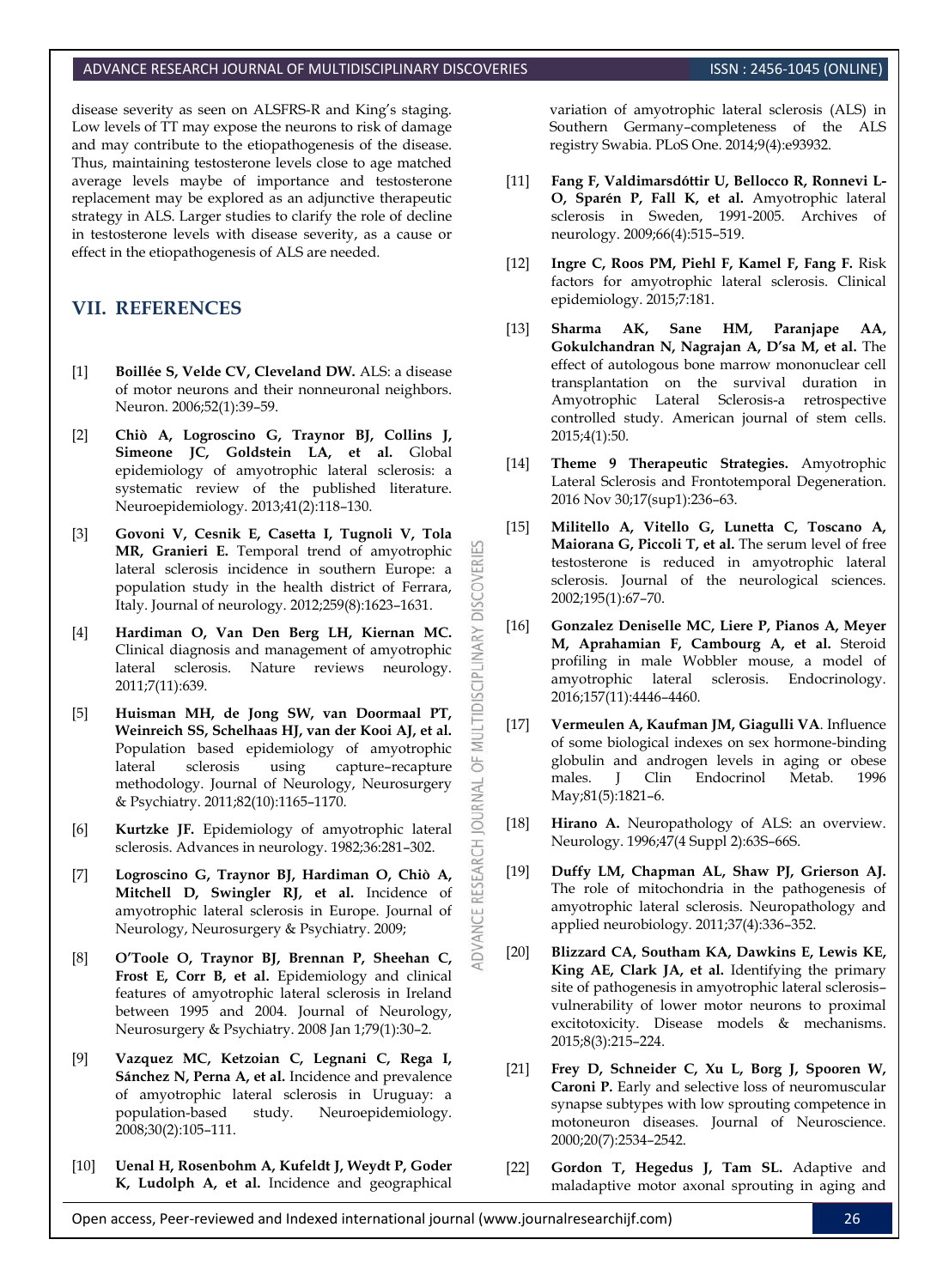disease severity as seen on ALSFRS-R and King's staging. Low levels of TT may expose the neurons to risk of damage and may contribute to the etiopathogenesis of the disease. Thus, maintaining testosterone levels close to age matched average levels maybe of importance and testosterone replacement may be explored as an adjunctive therapeutic strategy in ALS. Larger studies to clarify the role of decline in testosterone levels with disease severity, as a cause or effect in the etiopathogenesis of ALS are needed.

## VII. REFERENCES

[1] **Boillée S, Velde CV, Cleveland DW.** ALS: a disease of motor neurons and their nonneuronal neighbors. Neuron. 2006;52(1):39–59.

[2] **Chiò A, Logroscino G, Traynor BJ, Collins J, Simeone JC, Goldstein LA, et al.** Global epidemiology of amyotrophic lateral sclerosis: a systematic review of the published literature. Neuroepidemiology. 2013;41(2):118–130.

[3] **Govoni V, Cesnik E, Casetta I, Tugnoli V, Tola MR, Granieri E.** Temporal trend of amyotrophic lateral sclerosis incidence in southern Europe: a population study in the health district of Ferrara, Italy. Journal of neurology. 2012;259(8):1623–1631.

[4] **Hardiman O, Van Den Berg LH, Kiernan MC.** Clinical diagnosis and management of amyotrophic lateral sclerosis. Nature reviews neurology. 2011;7(11):639.

[5] **Huisman MH, de Jong SW, van Doormaal PT, Weinreich SS, Schelhaas HJ, van der Kooi AJ, et al.** Population based epidemiology of amyotrophic lateral sclerosis using capture–recapture methodology. Journal of Neurology, Neurosurgery & Psychiatry. 2011;82(10):1165–1170.

[6] **Kurtzke JF.** Epidemiology of amyotrophic lateral sclerosis. Advances in neurology. 1982;36:281–302.

[7] **Logroscino G, Traynor BJ, Hardiman O, Chiò A, Mitchell D, Swingler RJ, et al.** Incidence of amyotrophic lateral sclerosis in Europe. Journal of Neurology, Neurosurgery & Psychiatry. 2009;

[8] **O'Toole O, Traynor BJ, Brennan P, Sheehan C, Frost E, Corr B, et al.** Epidemiology and clinical features of amyotrophic lateral sclerosis in Ireland between 1995 and 2004. Journal of Neurology, Neurosurgery & Psychiatry. 2008 Jan 1;79(1):30–2.

[9] **Vazquez MC, Ketzoian C, Legnani C, Rega I, Sánchez N, Perna A, et al.** Incidence and prevalence of amyotrophic lateral sclerosis in Uruguay: a population-based study. Neuroepidemiology. 2008;30(2):105–111.

[10] **Uenal H, Rosenbohm A, Kufeldt J, Weydt P, Goder K, Ludolph A, et al.** Incidence and geographical variation of amyotrophic lateral sclerosis (ALS) in Southern Germany–completeness of the ALS registry Swabia. PLoS One. 2014;9(4):e93932.

[11] **Fang F, Valdimarsdóttir U, Bellocco R, Ronnevi L-O, Sparén P, Fall K, et al.** Amyotrophic lateral sclerosis in Sweden, 1991-2005. Archives of neurology. 2009;66(4):515–519.

[12] **Ingre C, Roos PM, Piehl F, Kamel F, Fang F.** Risk factors for amyotrophic lateral sclerosis. Clinical epidemiology. 2015;7:181.

[13] **Sharma AK, Sane HM, Paranjape AA, Gokulchandran N, Nagrajan A, D'sa M, et al.** The effect of autologous bone marrow mononuclear cell transplantation on the survival duration in Amyotrophic Lateral Sclerosis-a retrospective controlled study. American journal of stem cells. 2015;4(1):50.

[14] **Theme 9 Therapeutic Strategies.** Amyotrophic Lateral Sclerosis and Frontotemporal Degeneration. 2016 Nov 30;17(sup1):236–63.

[15] **Militello A, Vitello G, Lunetta C, Toscano A, Maiorana G, Piccoli T, et al.** The serum level of free testosterone is reduced in amyotrophic lateral sclerosis. Journal of the neurological sciences. 2002;195(1):67–70.

[16] **Gonzalez Deniselle MC, Liere P, Pianos A, Meyer M, Aprahamian F, Cambourg A, et al.** Steroid profiling in male Wobbler mouse, a model of amyotrophic lateral sclerosis. Endocrinology. 2016;157(11):4446–4460.

[17] **Vermeulen A, Kaufman JM, Giagulli VA**. Influence of some biological indexes on sex hormone-binding globulin and androgen levels in aging or obese males. J Clin Endocrinol Metab. 1996 May;81(5):1821–6.

[18] **Hirano A.** Neuropathology of ALS: an overview. Neurology. 1996;47(4 Suppl 2):63S–66S.

[19] **Duffy LM, Chapman AL, Shaw PJ, Grierson AJ.** The role of mitochondria in the pathogenesis of amyotrophic lateral sclerosis. Neuropathology and applied neurobiology. 2011;37(4):336–352.

[20] **Blizzard CA, Southam KA, Dawkins E, Lewis KE, King AE, Clark JA, et al.** Identifying the primary site of pathogenesis in amyotrophic lateral sclerosis–vulnerability of lower motor neurons to proximal excitotoxicity. Disease models & mechanisms. 2015;8(3):215–224.

[21] **Frey D, Schneider C, Xu L, Borg J, Spooren W, Caroni P.** Early and selective loss of neuromuscular synapse subtypes with low sprouting competence in motoneuron diseases. Journal of Neuroscience. 2000;20(7):2534–2542.

[22] **Gordon T, Hegedus J, Tam SL.** Adaptive and maladaptive motor axonal sprouting in aging and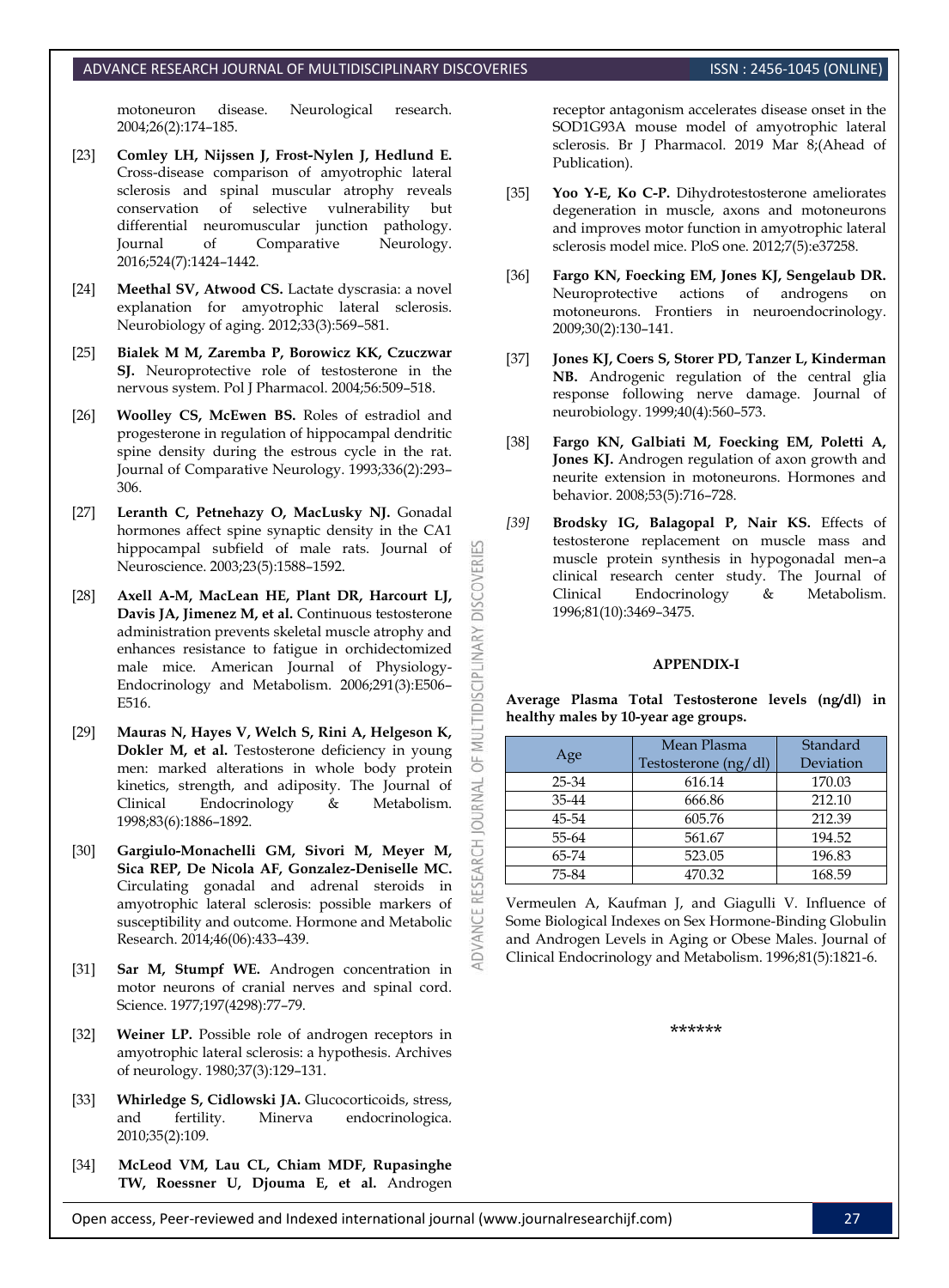motoneuron disease. Neurological research. 2004;26(2):174–185.

[23] **Comley LH, Nijssen J, Frost-Nylen J, Hedlund E.** Cross-disease comparison of amyotrophic lateral sclerosis and spinal muscular atrophy reveals conservation of selective vulnerability but differential neuromuscular junction pathology. Journal of Comparative Neurology. 2016;524(7):1424–1442.

[24] **Meethal SV, Atwood CS.** Lactate dyscrasia: a novel explanation for amyotrophic lateral sclerosis. Neurobiology of aging. 2012;33(3):569–581.

[25] **Bialek M M, Zaremba P, Borowicz KK, Czuczwar SJ.** Neuroprotective role of testosterone in the nervous system. Pol J Pharmacol. 2004;56:509–518.

[26] **Woolley CS, McEwen BS.** Roles of estradiol and progesterone in regulation of hippocampal dendritic spine density during the estrous cycle in the rat. Journal of Comparative Neurology. 1993;336(2):293–306.

[27] **Leranth C, Petnehazy O, MacLusky NJ.** Gonadal hormones affect spine synaptic density in the CA1 hippocampal subfield of male rats. Journal of Neuroscience. 2003;23(5):1588–1592.

[28] **Axell A-M, MacLean HE, Plant DR, Harcourt LJ, Davis JA, Jimenez M, et al.** Continuous testosterone administration prevents skeletal muscle atrophy and enhances resistance to fatigue in orchidectomized male mice. American Journal of Physiology-Endocrinology and Metabolism. 2006;291(3):E506–E516.

[29] **Mauras N, Hayes V, Welch S, Rini A, Helgeson K, Dokler M, et al.** Testosterone deficiency in young men: marked alterations in whole body protein kinetics, strength, and adiposity. The Journal of Clinical Endocrinology & Metabolism. 1998;83(6):1886–1892.

[30] **Gargiulo-Monachelli GM, Sivori M, Meyer M, Sica REP, De Nicola AF, Gonzalez-Deniselle MC.** Circulating gonadal and adrenal steroids in amyotrophic lateral sclerosis: possible markers of susceptibility and outcome. Hormone and Metabolic Research. 2014;46(06):433–439.

[31] **Sar M, Stumpf WE.** Androgen concentration in motor neurons of cranial nerves and spinal cord. Science. 1977;197(4298):77–79.

[32] **Weiner LP.** Possible role of androgen receptors in amyotrophic lateral sclerosis: a hypothesis. Archives of neurology. 1980;37(3):129–131.

[33] **Whirledge S, Cidlowski JA.** Glucocorticoids, stress, and fertility. Minerva endocrinologica. 2010;35(2):109.

[34] **McLeod VM, Lau CL, Chiam MDF, Rupasinghe TW, Roessner U, Djouma E, et al.** Androgen receptor antagonism accelerates disease onset in the SOD1G93A mouse model of amyotrophic lateral sclerosis. Br J Pharmacol. 2019 Mar 8;(Ahead of Publication).

[35] **Yoo Y-E, Ko C-P.** Dihydrotestosterone ameliorates degeneration in muscle, axons and motoneurons and improves motor function in amyotrophic lateral sclerosis model mice. PloS one. 2012;7(5):e37258.

[36] **Fargo KN, Foecking EM, Jones KJ, Sengelaub DR.** Neuroprotective actions of androgens on motoneurons. Frontiers in neuroendocrinology. 2009;30(2):130–141.

[37] **Jones KJ, Coers S, Storer PD, Tanzer L, Kinderman NB.** Androgenic regulation of the central glia response following nerve damage. Journal of neurobiology. 1999;40(4):560–573.

[38] **Fargo KN, Galbiati M, Foecking EM, Poletti A, Jones KJ.** Androgen regulation of axon growth and neurite extension in motoneurons. Hormones and behavior. 2008;53(5):716–728.

*[39]* **Brodsky IG, Balagopal P, Nair KS.** Effects of testosterone replacement on muscle mass and muscle protein synthesis in hypogonadal men–a clinical research center study. The Journal of Clinical Endocrinology & Metabolism. 1996;81(10):3469–3475.

## APPENDIX-I

**Average Plasma Total Testosterone levels (ng/dl) in healthy males by 10-year age groups.**

| Age | Mean Plasma Testosterone (ng/dl) | Standard Deviation |
|---|---|---|
| 25-34 | 616.14 | 170.03 |
| 35-44 | 666.86 | 212.10 |
| 45-54 | 605.76 | 212.39 |
| 55-64 | 561.67 | 194.52 |
| 65-74 | 523.05 | 196.83 |
| 75-84 | 470.32 | 168.59 |

Vermeulen A, Kaufman J, and Giagulli V. Influence of Some Biological Indexes on Sex Hormone-Binding Globulin and Androgen Levels in Aging or Obese Males. Journal of Clinical Endocrinology and Metabolism. 1996;81(5):1821-6.

******